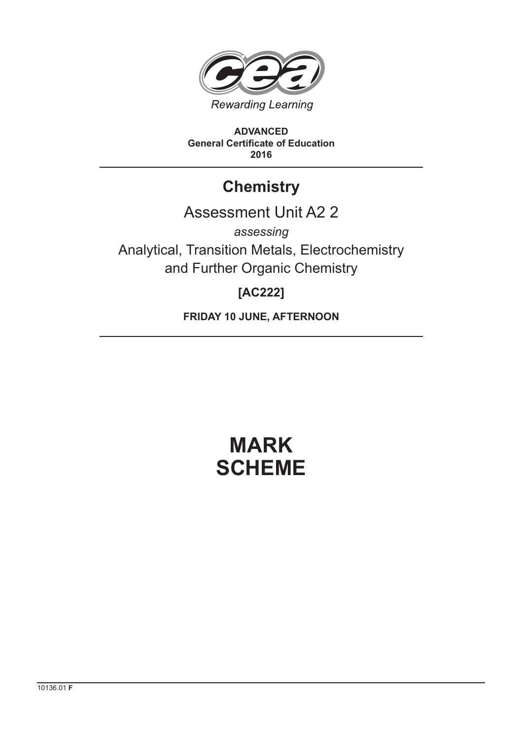Rewarding Learning

**ADVANCED**
**General Certificate of Education**
**2016**

# Chemistry

## Assessment Unit A2 2

*assessing*

Analytical, Transition Metals, Electrochemistry and Further Organic Chemistry

**[AC222]**

**FRIDAY 10 JUNE, AFTERNOON**

# MARK SCHEME

10136.01 **F**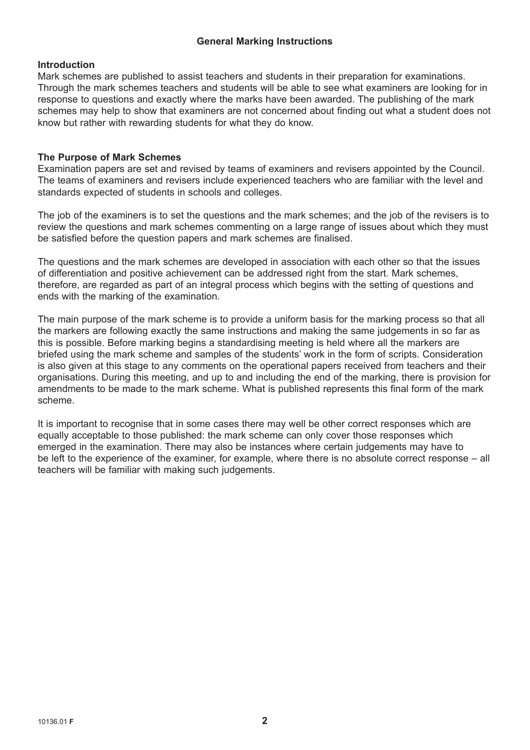## General Marking Instructions

### Introduction

Mark schemes are published to assist teachers and students in their preparation for examinations. Through the mark schemes teachers and students will be able to see what examiners are looking for in response to questions and exactly where the marks have been awarded. The publishing of the mark schemes may help to show that examiners are not concerned about finding out what a student does not know but rather with rewarding students for what they do know.

### The Purpose of Mark Schemes

Examination papers are set and revised by teams of examiners and revisers appointed by the Council. The teams of examiners and revisers include experienced teachers who are familiar with the level and standards expected of students in schools and colleges.

The job of the examiners is to set the questions and the mark schemes; and the job of the revisers is to review the questions and mark schemes commenting on a large range of issues about which they must be satisfied before the question papers and mark schemes are finalised.

The questions and the mark schemes are developed in association with each other so that the issues of differentiation and positive achievement can be addressed right from the start. Mark schemes, therefore, are regarded as part of an integral process which begins with the setting of questions and ends with the marking of the examination.

The main purpose of the mark scheme is to provide a uniform basis for the marking process so that all the markers are following exactly the same instructions and making the same judgements in so far as this is possible. Before marking begins a standardising meeting is held where all the markers are briefed using the mark scheme and samples of the students' work in the form of scripts. Consideration is also given at this stage to any comments on the operational papers received from teachers and their organisations. During this meeting, and up to and including the end of the marking, there is provision for amendments to be made to the mark scheme. What is published represents this final form of the mark scheme.

It is important to recognise that in some cases there may well be other correct responses which are equally acceptable to those published: the mark scheme can only cover those responses which emerged in the examination. There may also be instances where certain judgements may have to be left to the experience of the examiner, for example, where there is no absolute correct response – all teachers will be familiar with making such judgements.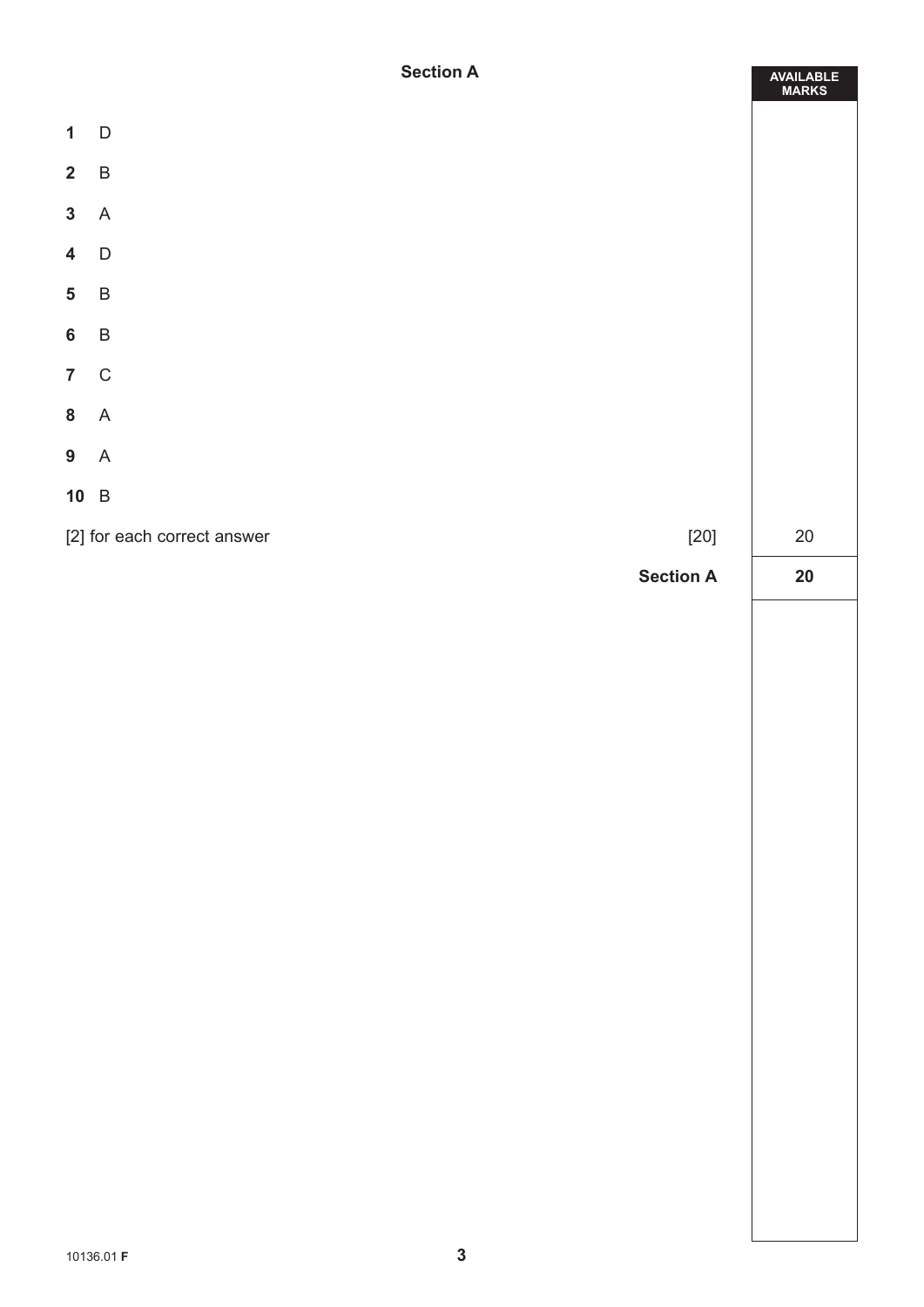## Section A

| | | AVAILABLE MARKS |
|---|---|---|
| **1** | D | |
| **2** | B | |
| **3** | A | |
| **4** | D | |
| **5** | B | |
| **6** | B | |
| **7** | C | |
| **8** | A | |
| **9** | A | |
| **10** | B | |
| [2] for each correct answer | [20] | 20 |
| | **Section A** | **20** |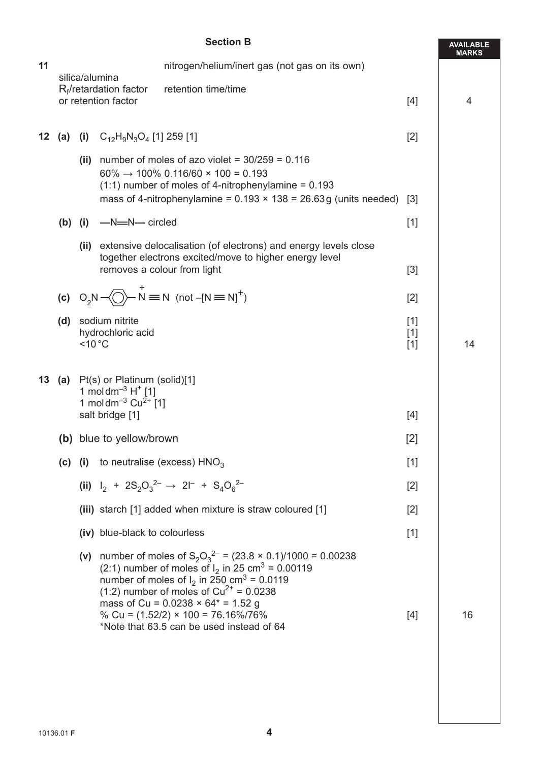## Section B

| | | | | AVAILABLE MARKS |
|---|---|---|---|---|
| **11** | silica/alumina<br>$R_f$/retardation factor or retention factor | nitrogen/helium/inert gas (not gas on its own)<br>retention time/time | [4] | 4 |

**12 (a) (i)** $C_{12}H_9N_3O_4$ [1] 259 [1] [2]

**(ii)** number of moles of azo violet = 30/259 = 0.116
$60\% \rightarrow 100\%$ 0.116/60 × 100 = 0.193
(1:1) number of moles of 4-nitrophenylamine = 0.193
mass of 4-nitrophenylamine = 0.193 × 138 = 26.63 g (units needed) [3]

**(b) (i)** —N=N— circled [1]

**(ii)** extensive delocalisation (of electrons) and energy levels close together electrons excited/move to higher energy level
removes a colour from light [3]

**(c)** $O_2N-C_6H_4-\overset{+}{N}\equiv N$ (not $-[N\equiv N]^+$) [2]

**(d)** sodium nitrite [1]
hydrochloric acid [1]
<10 °C [1]

**14**

**13 (a)** Pt(s) or Platinum (solid)[1]
1 mol dm$^{-3}$ $H^+$ [1]
1 mol dm$^{-3}$ $Cu^{2+}$ [1]
salt bridge [1] [4]

**(b)** blue to yellow/brown [2]

**(c) (i)** to neutralise (excess) $HNO_3$ [1]

**(ii)** $I_2 + 2S_2O_3^{2-} \rightarrow 2I^- + S_4O_6^{2-}$ [2]

**(iii)** starch [1] added when mixture is straw coloured [1] [2]

**(iv)** blue-black to colourless [1]

**(v)** number of moles of $S_2O_3^{2-}$ = (23.8 × 0.1)/1000 = 0.00238
(2:1) number of moles of $I_2$ in 25 cm$^3$ = 0.00119
number of moles of $I_2$ in 250 cm$^3$ = 0.0119
(1:2) number of moles of $Cu^{2+}$ = 0.0238
mass of Cu = 0.0238 × 64* = 1.52 g
% Cu = (1.52/2) × 100 = 76.16%/76% [4]
*Note that 63.5 can be used instead of 64

**16**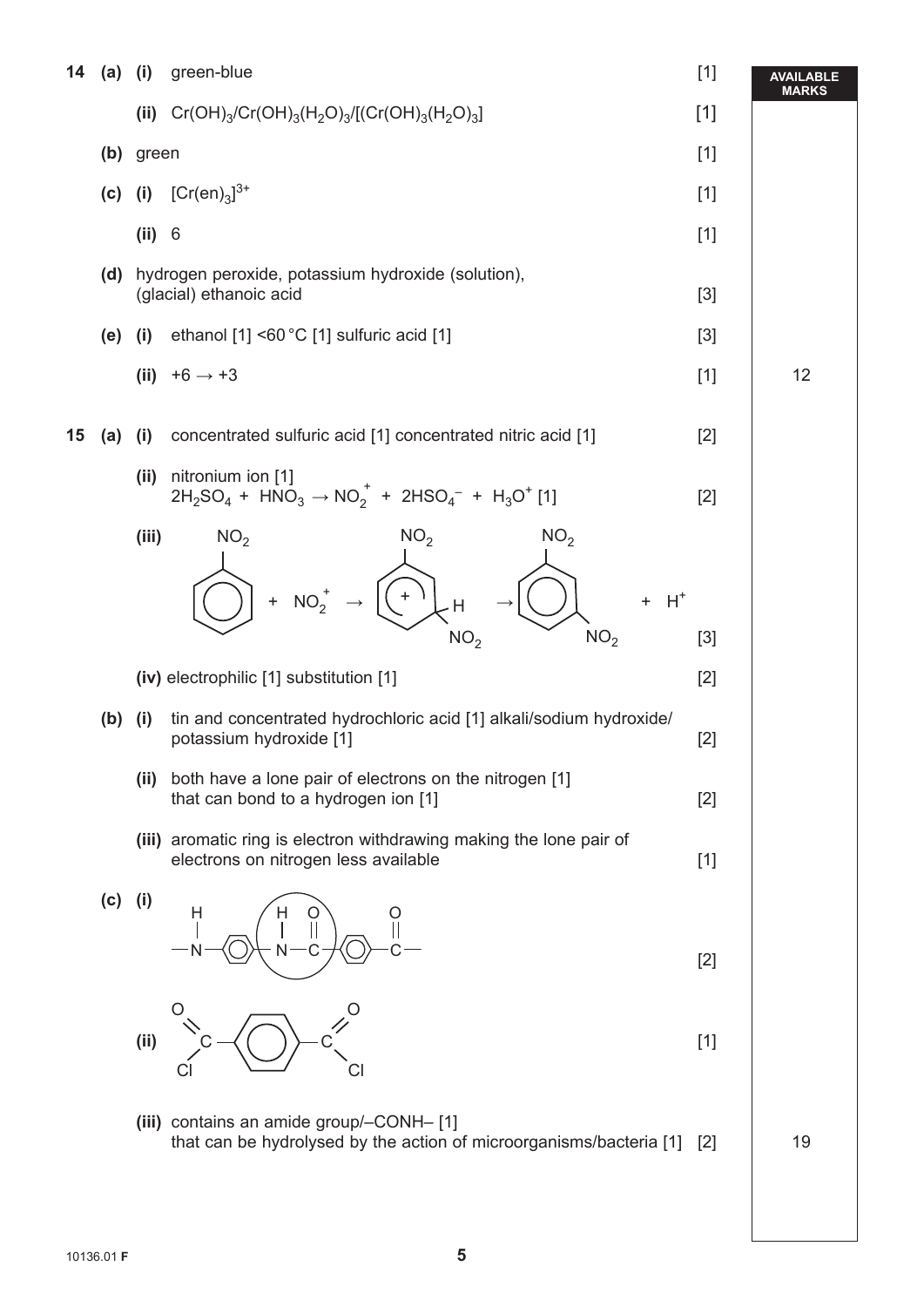| | | | | Marks | AVAILABLE MARKS |
|---|---|---|---|---|---|
| **14** | **(a)** | **(i)** | green-blue | [1] | |
| | | **(ii)** | $Cr(OH)_3$/$Cr(OH)_3(H_2O)_3$/$[(Cr(OH)_3(H_2O)_3]$ | [1] | |
| | **(b)** | | green | [1] | |
| | **(c)** | **(i)** | $[Cr(en)_3]^{3+}$ | [1] | |
| | | **(ii)** | 6 | [1] | |
| | **(d)** | | hydrogen peroxide, potassium hydroxide (solution), (glacial) ethanoic acid | [3] | |
| | **(e)** | **(i)** | ethanol [1] <60 °C [1] sulfuric acid [1] | [3] | |
| | | **(ii)** | $+6 \rightarrow +3$ | [1] | 12 |
| **15** | **(a)** | **(i)** | concentrated sulfuric acid [1] concentrated nitric acid [1] | [2] | |
| | | **(ii)** | nitronium ion [1] $2H_2SO_4 + HNO_3 \rightarrow NO_2^+ + 2HSO_4^- + H_3O^+$ [1] | [2] | |
| | | **(iii)** | nitrobenzene + $NO_2^+$ $\rightarrow$ intermediate carbocation (ring with +, H and $NO_2$ on same carbon, meta to $NO_2$) $\rightarrow$ 1,3-dinitrobenzene + $H^+$ | [3] | |
| | | **(iv)** | electrophilic [1] substitution [1] | [2] | |
| | **(b)** | **(i)** | tin and concentrated hydrochloric acid [1] alkali/sodium hydroxide/ potassium hydroxide [1] | [2] | |
| | | **(ii)** | both have a lone pair of electrons on the nitrogen [1] that can bond to a hydrogen ion [1] | [2] | |
| | | **(iii)** | aromatic ring is electron withdrawing making the lone pair of electrons on nitrogen less available | [1] | |
| | **(c)** | **(i)** | —N(H)—C₆H₄—N(H)—C(=O)—C₆H₄—C(=O)— (amide link N(H)–C(=O) circled) | [2] | |
| | | **(ii)** | ClC(=O)—C₆H₄—C(=O)Cl | [1] | |
| | | **(iii)** | contains an amide group/–CONH– [1] that can be hydrolysed by the action of microorganisms/bacteria [1] | [2] | 19 |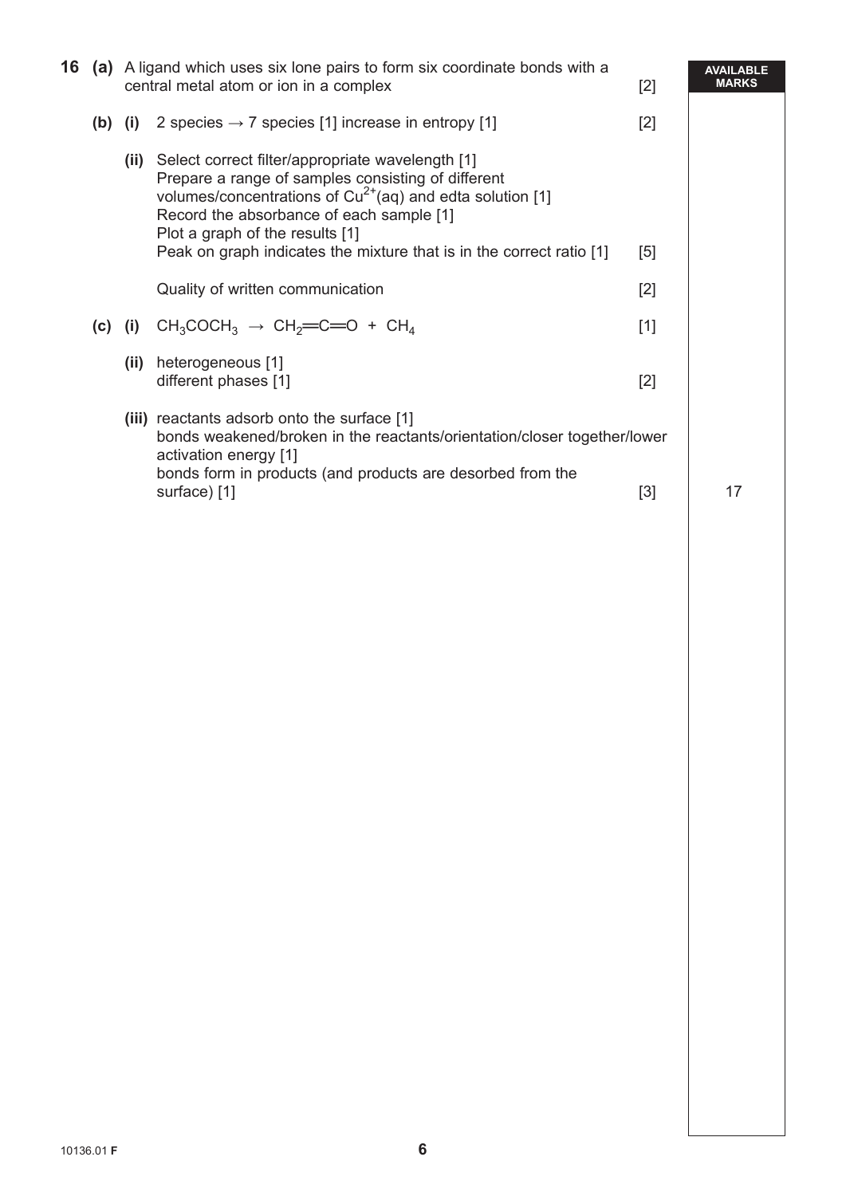**16 (a)** A ligand which uses six lone pairs to form six coordinate bonds with a central metal atom or ion in a complex [2]

**(b) (i)** 2 species → 7 species [1] increase in entropy [1] [2]

**(ii)** Select correct filter/appropriate wavelength [1]
Prepare a range of samples consisting of different volumes/concentrations of $Cu^{2+}(aq)$ and edta solution [1]
Record the absorbance of each sample [1]
Plot a graph of the results [1]
Peak on graph indicates the mixture that is in the correct ratio [1] [5]

Quality of written communication [2]

**(c) (i)** $CH_3COCH_3 \rightarrow CH_2{=}C{=}O + CH_4$ [1]

**(ii)** heterogeneous [1]
different phases [1] [2]

**(iii)** reactants adsorb onto the surface [1]
bonds weakened/broken in the reactants/orientation/closer together/lower activation energy [1]
bonds form in products (and products are desorbed from the surface) [1] [3]

AVAILABLE MARKS: 17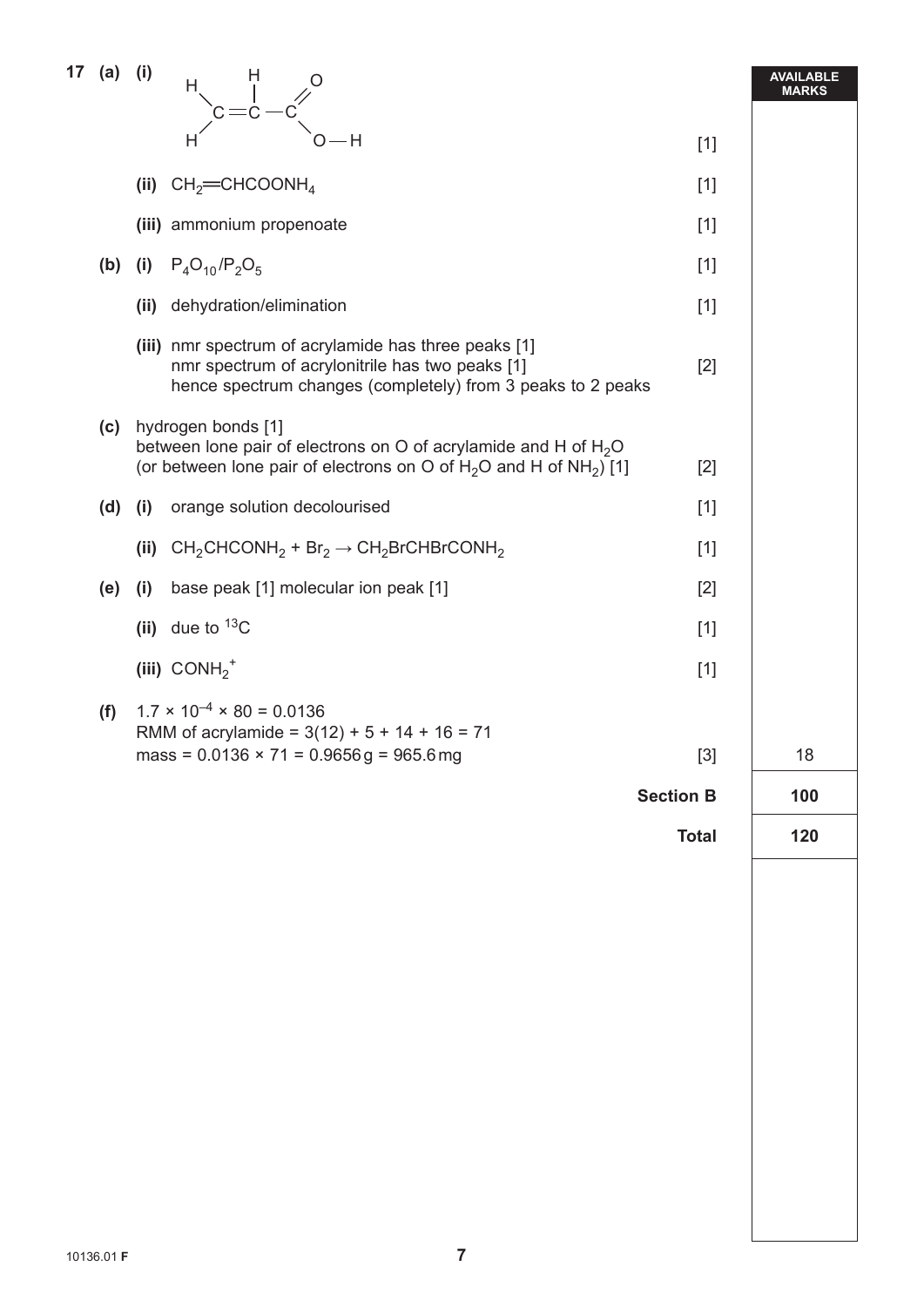**17 (a) (i)**

$$\mathrm{H_2C{=}CH{-}C({=}O){-}O{-}H}$$

(structural formula: two H atoms on the first C, C=C, H on the second C, C=O and O–H on the third C) [1]

**(ii)** $CH_2{=}CHCOONH_4$ [1]

**(iii)** ammonium propenoate [1]

**(b) (i)** $P_4O_{10}/P_2O_5$ [1]

**(ii)** dehydration/elimination [1]

**(iii)** nmr spectrum of acrylamide has three peaks [1]
nmr spectrum of acrylonitrile has two peaks [1]
hence spectrum changes (completely) from 3 peaks to 2 peaks [2]

**(c)** hydrogen bonds [1]
between lone pair of electrons on O of acrylamide and H of $H_2O$
(or between lone pair of electrons on O of $H_2O$ and H of $NH_2$) [1] [2]

**(d) (i)** orange solution decolourised [1]

**(ii)** $CH_2CHCONH_2 + Br_2 \rightarrow CH_2BrCHBrCONH_2$ [1]

**(e) (i)** base peak [1] molecular ion peak [1] [2]

**(ii)** due to $^{13}C$ [1]

**(iii)** $CONH_2^+$ [1]

**(f)** $1.7 \times 10^{-4} \times 80 = 0.0136$
RMM of acrylamide = 3(12) + 5 + 14 + 16 = 71
mass = 0.0136 × 71 = 0.9656 g = 965.6 mg [3]

| | AVAILABLE MARKS |
|---|---|
| | 18 |
| **Section B** | **100** |
| **Total** | **120** |